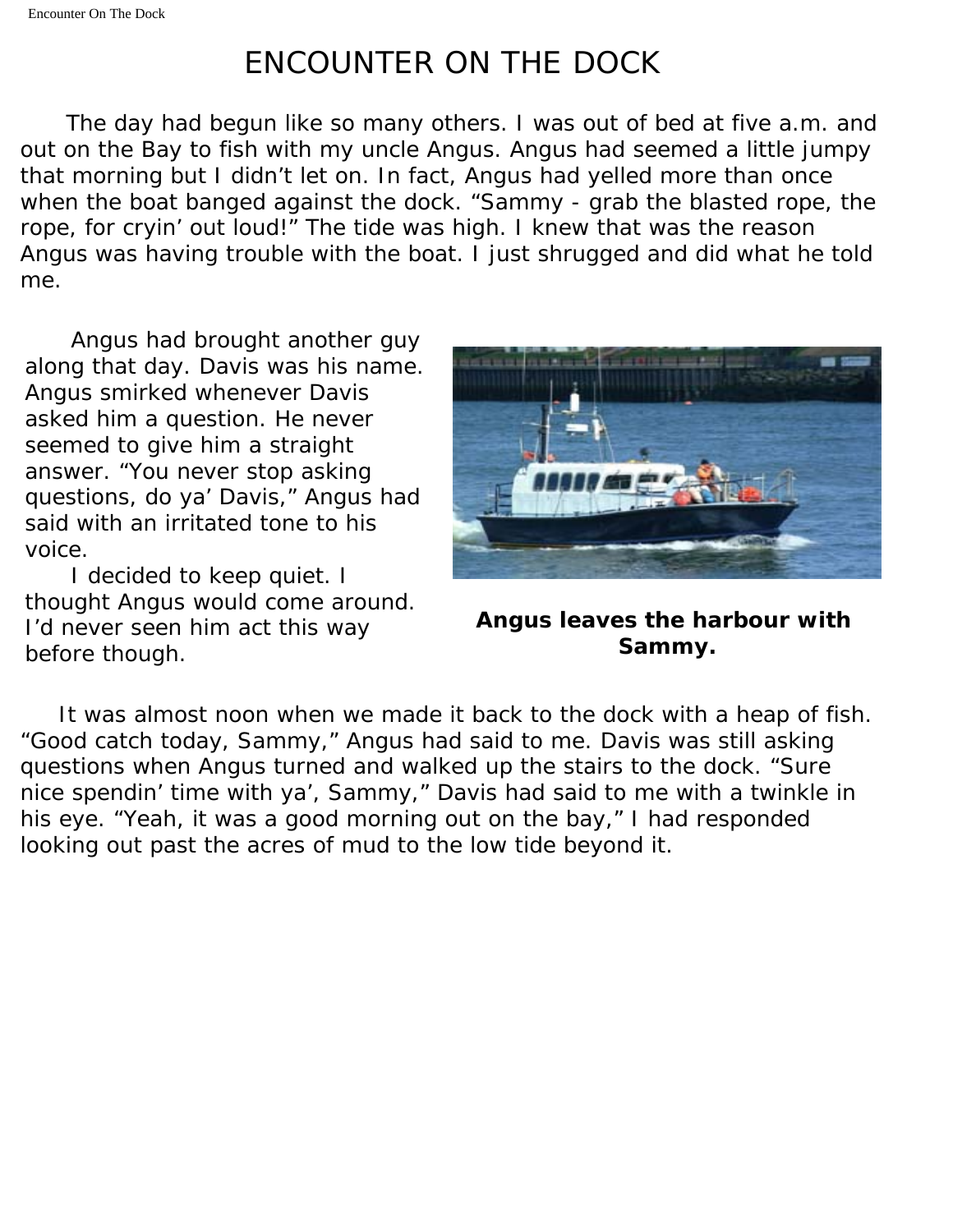# ENCOUNTER ON THE DOCK

The day had begun like so many others. I was out of bed at five a.m. and out on the Bay to fish with my uncle Angus. Angus had seemed a little jumpy that morning but I didn't let on. In fact, Angus had yelled more than once when the boat banged against the dock. "Sammy - grab the blasted rope, the rope, for cryin' out loud!" The tide was high. I knew that was the reason Angus was having trouble with the boat. I just shrugged and did what he told me.

Angus had brought another guy along that day. Davis was his name. Angus smirked whenever Davis asked him a question. He never seemed to give him a straight answer. "You never stop asking questions, do ya' Davis," Angus had said with an irritated tone to his voice.

I decided to keep quiet. I thought Angus would come around. I'd never seen him act this way before though.

**Angus leaves the harbour with Sammy.**

It was almost noon when we made it back to the dock with a heap of fish. "Good catch today, Sammy," Angus had said to me. Davis was still asking questions when Angus turned and walked up the stairs to the dock. "Sure nice spendin' time with ya', Sammy," Davis had said to me with a twinkle in his eye. "Yeah, it was a good morning out on the bay," I had responded looking out past the acres of mud to the low tide beyond it.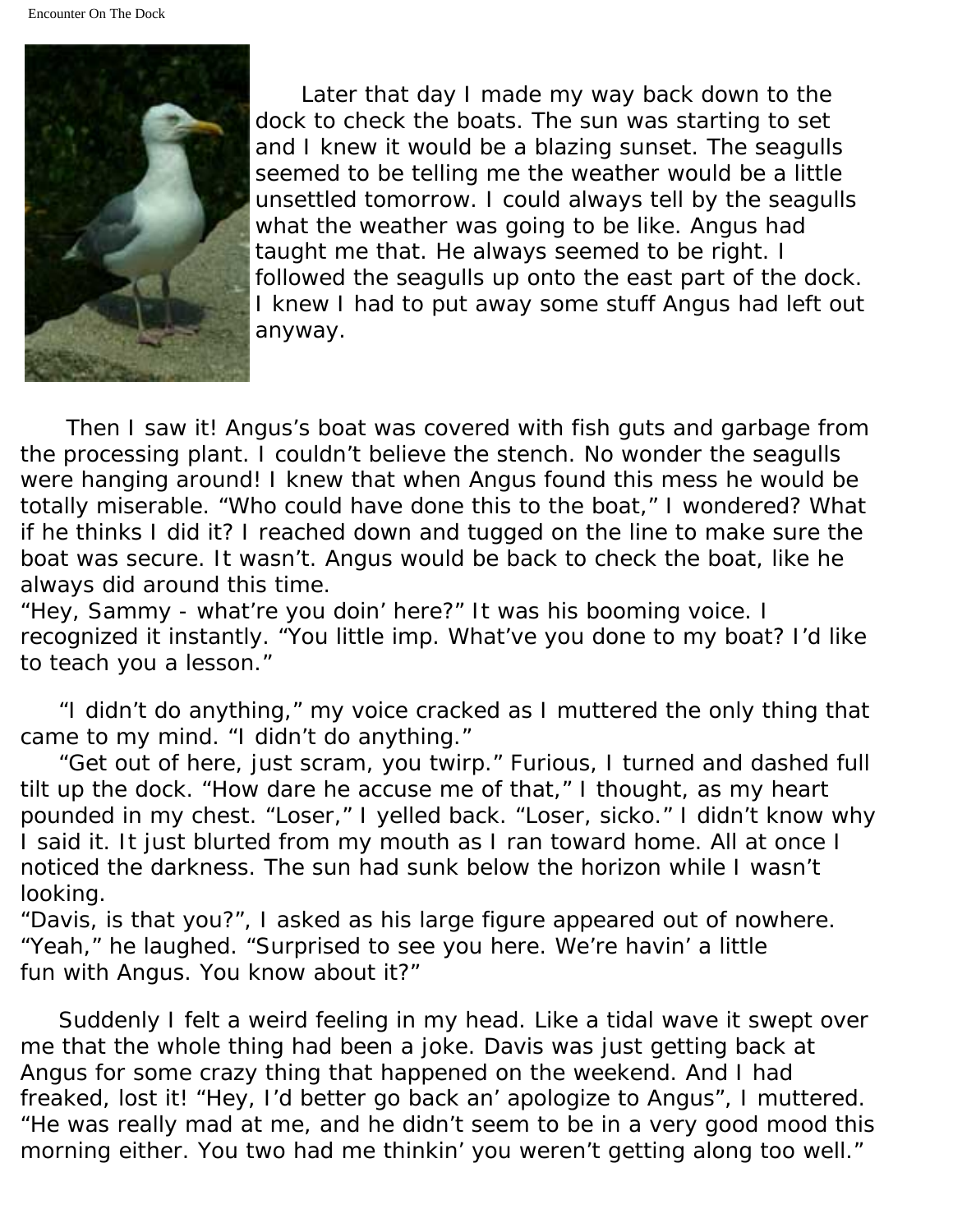Later that day I made my way back down to the dock to check the boats. The sun was starting to set and I knew it would be a blazing sunset. The seagulls seemed to be telling me the weather would be a little unsettled tomorrow. I could always tell by the seagulls what the weather was going to be like. Angus had taught me that. He always seemed to be right. I followed the seagulls up onto the east part of the dock. I knew I had to put away some stuff Angus had left out anyway.

Then I saw it! Angus's boat was covered with fish guts and garbage from the processing plant. I couldn't believe the stench. No wonder the seagulls were hanging around! I knew that when Angus found this mess he would be totally miserable. "Who could have done this to the boat," I wondered? What if he thinks I did it? I reached down and tugged on the line to make sure the boat was secure. It wasn't. Angus would be back to check the boat, like he always did around this time.

"Hey, Sammy - what're you doin' here?" It was his booming voice. I recognized it instantly. "You little imp. What've you done to my boat? I'd like to teach you a lesson."

"I didn't do anything," my voice cracked as I muttered the only thing that came to my mind. "I didn't do anything."

"Get out of here, just scram, you twirp." Furious, I turned and dashed full tilt up the dock. "How dare he accuse me of that," I thought, as my heart pounded in my chest. "Loser," I yelled back. "Loser, sicko." I didn't know why I said it. It just blurted from my mouth as I ran toward home. All at once I noticed the darkness. The sun had sunk below the horizon while I wasn't looking.

"Davis, is that you?", I asked as his large figure appeared out of nowhere. "Yeah," he laughed. "Surprised to see you here. We're havin' a little fun with Angus. You know about it?"

Suddenly I felt a weird feeling in my head. Like a tidal wave it swept over me that the whole thing had been a joke. Davis was just getting back at Angus for some crazy thing that happened on the weekend. And I had freaked, lost it! "Hey, I'd better go back an' apologize to Angus", I muttered. "He was really mad at me, and he didn't seem to be in a very good mood this morning either. You two had me thinkin' you weren't getting along too well."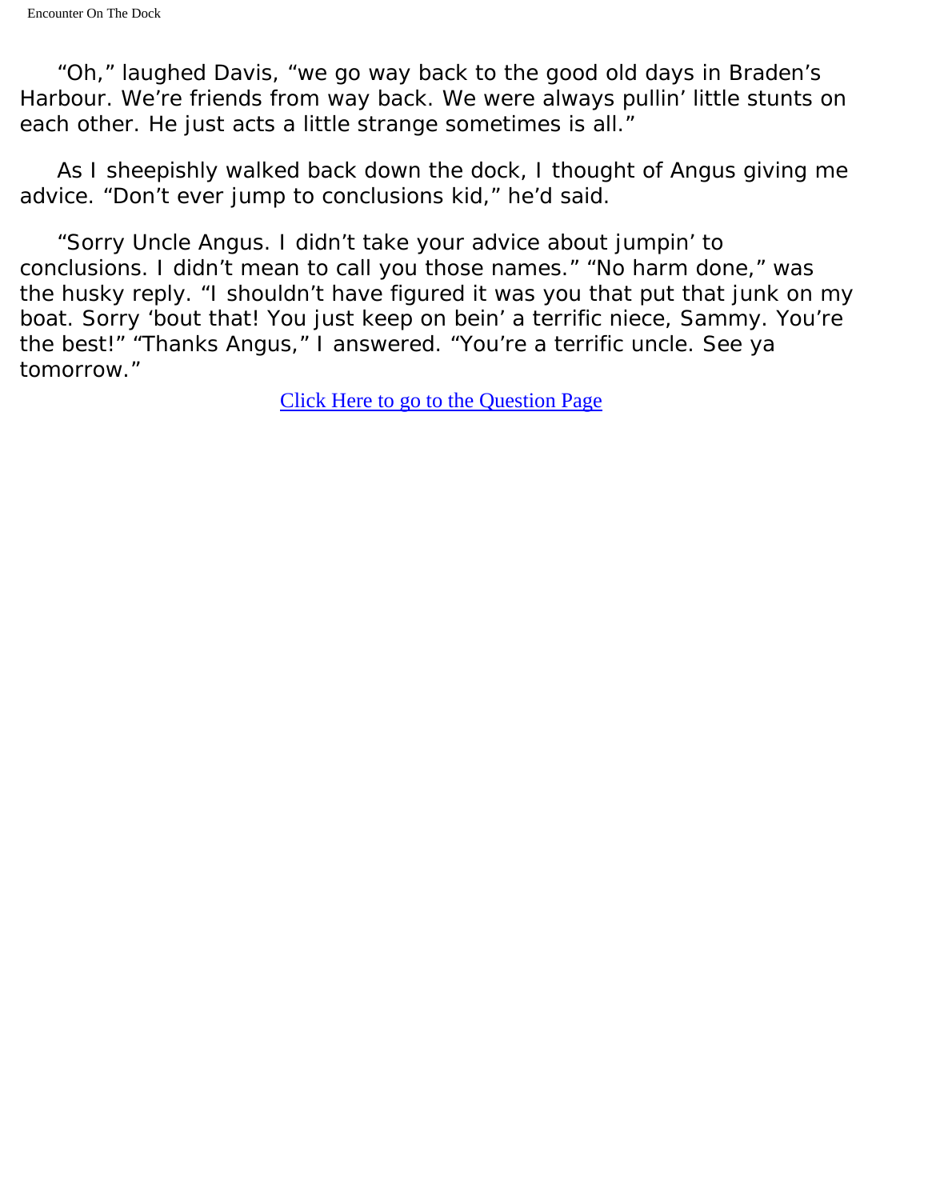"Oh," laughed Davis, "we go way back to the good old days in Braden's Harbour. We're friends from way back. We were always pullin' little stunts on each other. He just acts a little strange sometimes is all."

As I sheepishly walked back down the dock, I thought of Angus giving me advice. "Don't ever jump to conclusions kid," he'd said.

"Sorry Uncle Angus. I didn't take your advice about jumpin' to conclusions. I didn't mean to call you those names." "No harm done," was the husky reply. "I shouldn't have figured it was you that put that junk on my boat. Sorry 'bout that! You just keep on bein' a terrific niece, Sammy. You're the best!" "Thanks Angus," I answered. "You're a terrific uncle. See ya tomorrow."

Click Here to go to the Question Page